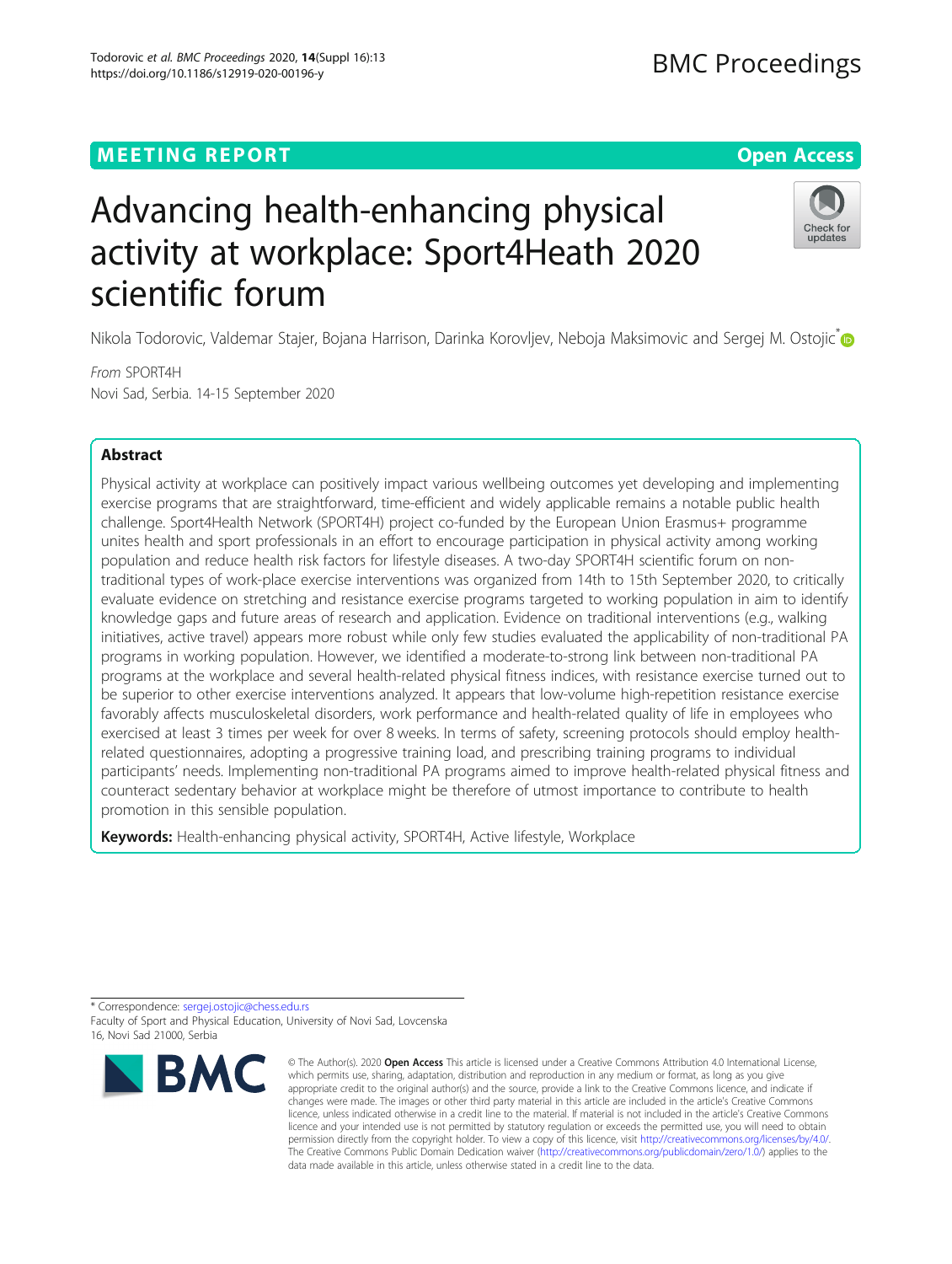MEETING REPORT

Open Access

# Advancing health-enhancing physical activity at workplace: Sport4Heath 2020 scientific forum

Nikola Todorovic, Valdemar Stajer, Bojana Harrison, Darinka Korovljev, Neboja Maksimovic and Sergej M. Ostojic*

*From* SPORT4H
Novi Sad, Serbia. 14-15 September 2020

## Abstract

Physical activity at workplace can positively impact various wellbeing outcomes yet developing and implementing exercise programs that are straightforward, time-efficient and widely applicable remains a notable public health challenge. Sport4Health Network (SPORT4H) project co-funded by the European Union Erasmus+ programme unites health and sport professionals in an effort to encourage participation in physical activity among working population and reduce health risk factors for lifestyle diseases. A two-day SPORT4H scientific forum on non-traditional types of work-place exercise interventions was organized from 14th to 15th September 2020, to critically evaluate evidence on stretching and resistance exercise programs targeted to working population in aim to identify knowledge gaps and future areas of research and application. Evidence on traditional interventions (e.g., walking initiatives, active travel) appears more robust while only few studies evaluated the applicability of non-traditional PA programs in working population. However, we identified a moderate-to-strong link between non-traditional PA programs at the workplace and several health-related physical fitness indices, with resistance exercise turned out to be superior to other exercise interventions analyzed. It appears that low-volume high-repetition resistance exercise favorably affects musculoskeletal disorders, work performance and health-related quality of life in employees who exercised at least 3 times per week for over 8 weeks. In terms of safety, screening protocols should employ health-related questionnaires, adopting a progressive training load, and prescribing training programs to individual participants' needs. Implementing non-traditional PA programs aimed to improve health-related physical fitness and counteract sedentary behavior at workplace might be therefore of utmost importance to contribute to health promotion in this sensible population.

**Keywords:** Health-enhancing physical activity, SPORT4H, Active lifestyle, Workplace

---

* Correspondence: sergej.ostojic@chess.edu.rs
Faculty of Sport and Physical Education, University of Novi Sad, Lovcenska 16, Novi Sad 21000, Serbia

© The Author(s). 2020 **Open Access** This article is licensed under a Creative Commons Attribution 4.0 International License, which permits use, sharing, adaptation, distribution and reproduction in any medium or format, as long as you give appropriate credit to the original author(s) and the source, provide a link to the Creative Commons licence, and indicate if changes were made. The images or other third party material in this article are included in the article's Creative Commons licence, unless indicated otherwise in a credit line to the material. If material is not included in the article's Creative Commons licence and your intended use is not permitted by statutory regulation or exceeds the permitted use, you will need to obtain permission directly from the copyright holder. To view a copy of this licence, visit http://creativecommons.org/licenses/by/4.0/. The Creative Commons Public Domain Dedication waiver (http://creativecommons.org/publicdomain/zero/1.0/) applies to the data made available in this article, unless otherwise stated in a credit line to the data.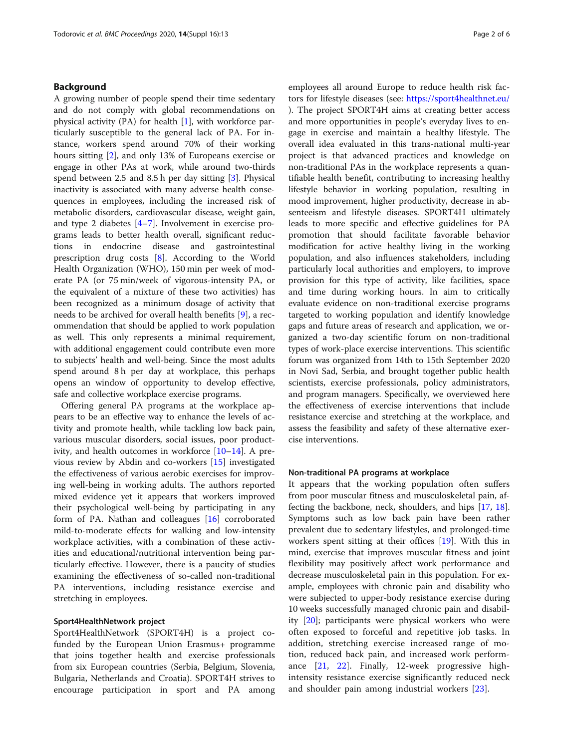## Background

A growing number of people spend their time sedentary and do not comply with global recommendations on physical activity (PA) for health [1], with workforce particularly susceptible to the general lack of PA. For instance, workers spend around 70% of their working hours sitting [2], and only 13% of Europeans exercise or engage in other PAs at work, while around two-thirds spend between 2.5 and 8.5 h per day sitting [3]. Physical inactivity is associated with many adverse health consequences in employees, including the increased risk of metabolic disorders, cardiovascular disease, weight gain, and type 2 diabetes [4–7]. Involvement in exercise programs leads to better health overall, significant reductions in endocrine disease and gastrointestinal prescription drug costs [8]. According to the World Health Organization (WHO), 150 min per week of moderate PA (or 75 min/week of vigorous-intensity PA, or the equivalent of a mixture of these two activities) has been recognized as a minimum dosage of activity that needs to be archived for overall health benefits [9], a recommendation that should be applied to work population as well. This only represents a minimal requirement, with additional engagement could contribute even more to subjects' health and well-being. Since the most adults spend around 8 h per day at workplace, this perhaps opens an window of opportunity to develop effective, safe and collective workplace exercise programs.

Offering general PA programs at the workplace appears to be an effective way to enhance the levels of activity and promote health, while tackling low back pain, various muscular disorders, social issues, poor productivity, and health outcomes in workforce [10–14]. A previous review by Abdin and co-workers [15] investigated the effectiveness of various aerobic exercises for improving well-being in working adults. The authors reported mixed evidence yet it appears that workers improved their psychological well-being by participating in any form of PA. Nathan and colleagues [16] corroborated mild-to-moderate effects for walking and low-intensity workplace activities, with a combination of these activities and educational/nutritional intervention being particularly effective. However, there is a paucity of studies examining the effectiveness of so-called non-traditional PA interventions, including resistance exercise and stretching in employees.

### Sport4HealthNetwork project

Sport4HealthNetwork (SPORT4H) is a project co-funded by the European Union Erasmus+ programme that joins together health and exercise professionals from six European countries (Serbia, Belgium, Slovenia, Bulgaria, Netherlands and Croatia). SPORT4H strives to encourage participation in sport and PA among employees all around Europe to reduce health risk factors for lifestyle diseases (see: https://sport4healthnet.eu/). The project SPORT4H aims at creating better access and more opportunities in people's everyday lives to engage in exercise and maintain a healthy lifestyle. The overall idea evaluated in this trans-national multi-year project is that advanced practices and knowledge on non-traditional PAs in the workplace represents a quantifiable health benefit, contributing to increasing healthy lifestyle behavior in working population, resulting in mood improvement, higher productivity, decrease in absenteeism and lifestyle diseases. SPORT4H ultimately leads to more specific and effective guidelines for PA promotion that should facilitate favorable behavior modification for active healthy living in the working population, and also influences stakeholders, including particularly local authorities and employers, to improve provision for this type of activity, like facilities, space and time during working hours. In aim to critically evaluate evidence on non-traditional exercise programs targeted to working population and identify knowledge gaps and future areas of research and application, we organized a two-day scientific forum on non-traditional types of work-place exercise interventions. This scientific forum was organized from 14th to 15th September 2020 in Novi Sad, Serbia, and brought together public health scientists, exercise professionals, policy administrators, and program managers. Specifically, we overviewed here the effectiveness of exercise interventions that include resistance exercise and stretching at the workplace, and assess the feasibility and safety of these alternative exercise interventions.

### Non-traditional PA programs at workplace

It appears that the working population often suffers from poor muscular fitness and musculoskeletal pain, affecting the backbone, neck, shoulders, and hips [17, 18]. Symptoms such as low back pain have been rather prevalent due to sedentary lifestyles, and prolonged-time workers spent sitting at their offices [19]. With this in mind, exercise that improves muscular fitness and joint flexibility may positively affect work performance and decrease musculoskeletal pain in this population. For example, employees with chronic pain and disability who were subjected to upper-body resistance exercise during 10 weeks successfully managed chronic pain and disability [20]; participants were physical workers who were often exposed to forceful and repetitive job tasks. In addition, stretching exercise increased range of motion, reduced back pain, and increased work performance [21, 22]. Finally, 12-week progressive high-intensity resistance exercise significantly reduced neck and shoulder pain among industrial workers [23].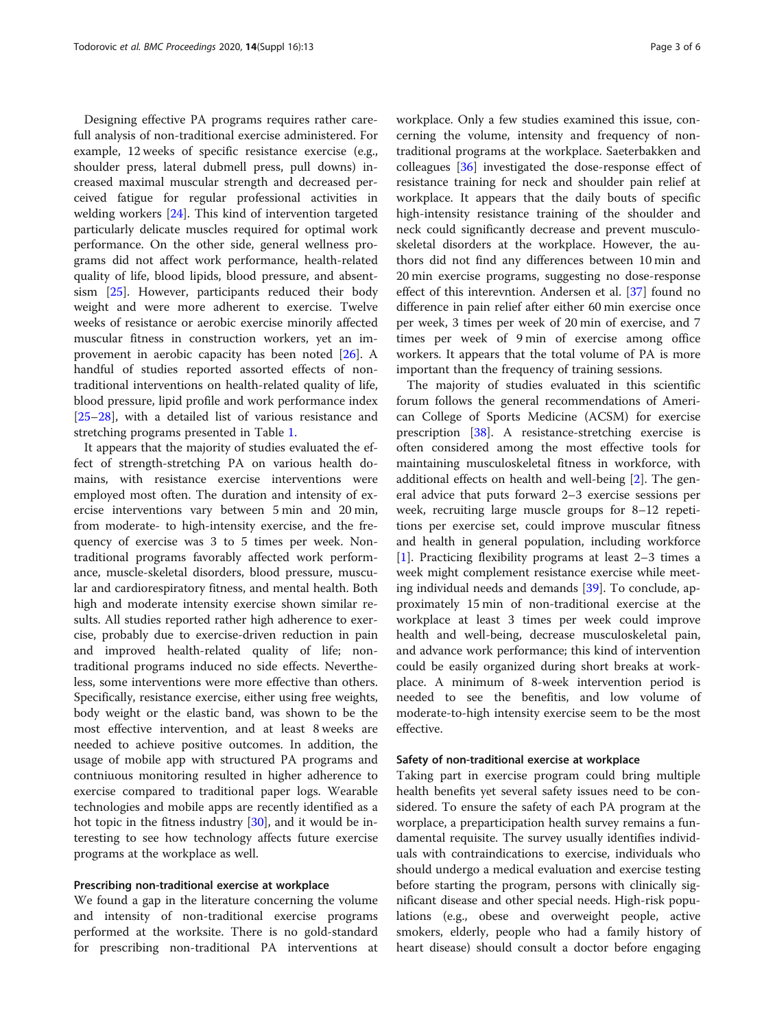Designing effective PA programs requires rather carefull analysis of non-traditional exercise administered. For example, 12 weeks of specific resistance exercise (e.g., shoulder press, lateral dubmell press, pull downs) increased maximal muscular strength and decreased perceived fatigue for regular professional activities in welding workers [24]. This kind of intervention targeted particularly delicate muscles required for optimal work performance. On the other side, general wellness programs did not affect work performance, health-related quality of life, blood lipids, blood pressure, and absentsism [25]. However, participants reduced their body weight and were more adherent to exercise. Twelve weeks of resistance or aerobic exercise minorily affected muscular fitness in construction workers, yet an improvement in aerobic capacity has been noted [26]. A handful of studies reported assorted effects of non-traditional interventions on health-related quality of life, blood pressure, lipid profile and work performance index [25–28], with a detailed list of various resistance and stretching programs presented in Table 1.

It appears that the majority of studies evaluated the effect of strength-stretching PA on various health domains, with resistance exercise interventions were employed most often. The duration and intensity of exercise interventions vary between 5 min and 20 min, from moderate- to high-intensity exercise, and the frequency of exercise was 3 to 5 times per week. Non-traditional programs favorably affected work performance, muscle-skeletal disorders, blood pressure, muscular and cardiorespiratory fitness, and mental health. Both high and moderate intensity exercise shown similar results. All studies reported rather high adherence to exercise, probably due to exercise-driven reduction in pain and improved health-related quality of life; non-traditional programs induced no side effects. Nevertheless, some interventions were more effective than others. Specifically, resistance exercise, either using free weights, body weight or the elastic band, was shown to be the most effective intervention, and at least 8 weeks are needed to achieve positive outcomes. In addition, the usage of mobile app with structured PA programs and contniuous monitoring resulted in higher adherence to exercise compared to traditional paper logs. Wearable technologies and mobile apps are recently identified as a hot topic in the fitness industry [30], and it would be interesting to see how technology affects future exercise programs at the workplace as well.

### Prescribing non-traditional exercise at workplace

We found a gap in the literature concerning the volume and intensity of non-traditional exercise programs performed at the worksite. There is no gold-standard for prescribing non-traditional PA interventions at workplace. Only a few studies examined this issue, concerning the volume, intensity and frequency of non-traditional programs at the workplace. Saeterbakken and colleagues [36] investigated the dose-response effect of resistance training for neck and shoulder pain relief at workplace. It appears that the daily bouts of specific high-intensity resistance training of the shoulder and neck could significantly decrease and prevent musculoskeletal disorders at the workplace. However, the authors did not find any differences between 10 min and 20 min exercise programs, suggesting no dose-response effect of this interevntion. Andersen et al. [37] found no difference in pain relief after either 60 min exercise once per week, 3 times per week of 20 min of exercise, and 7 times per week of 9 min of exercise among office workers. It appears that the total volume of PA is more important than the frequency of training sessions.

The majority of studies evaluated in this scientific forum follows the general recommendations of American College of Sports Medicine (ACSM) for exercise prescription [38]. A resistance-stretching exercise is often considered among the most effective tools for maintaining musculoskeletal fitness in workforce, with additional effects on health and well-being [2]. The general advice that puts forward 2–3 exercise sessions per week, recruiting large muscle groups for 8–12 repetitions per exercise set, could improve muscular fitness and health in general population, including workforce [1]. Practicing flexibility programs at least 2–3 times a week might complement resistance exercise while meeting individual needs and demands [39]. To conclude, approximately 15 min of non-traditional exercise at the workplace at least 3 times per week could improve health and well-being, decrease musculoskeletal pain, and advance work performance; this kind of intervention could be easily organized during short breaks at workplace. A minimum of 8-week intervention period is needed to see the benefitis, and low volume of moderate-to-high intensity exercise seem to be the most effective.

### Safety of non-traditional exercise at workplace

Taking part in exercise program could bring multiple health benefits yet several safety issues need to be considered. To ensure the safety of each PA program at the worplace, a preparticipation health survey remains a fundamental requisite. The survey usually identifies individuals with contraindications to exercise, individuals who should undergo a medical evaluation and exercise testing before starting the program, persons with clinically significant disease and other special needs. High-risk populations (e.g., obese and overweight people, active smokers, elderly, people who had a family history of heart disease) should consult a doctor before engaging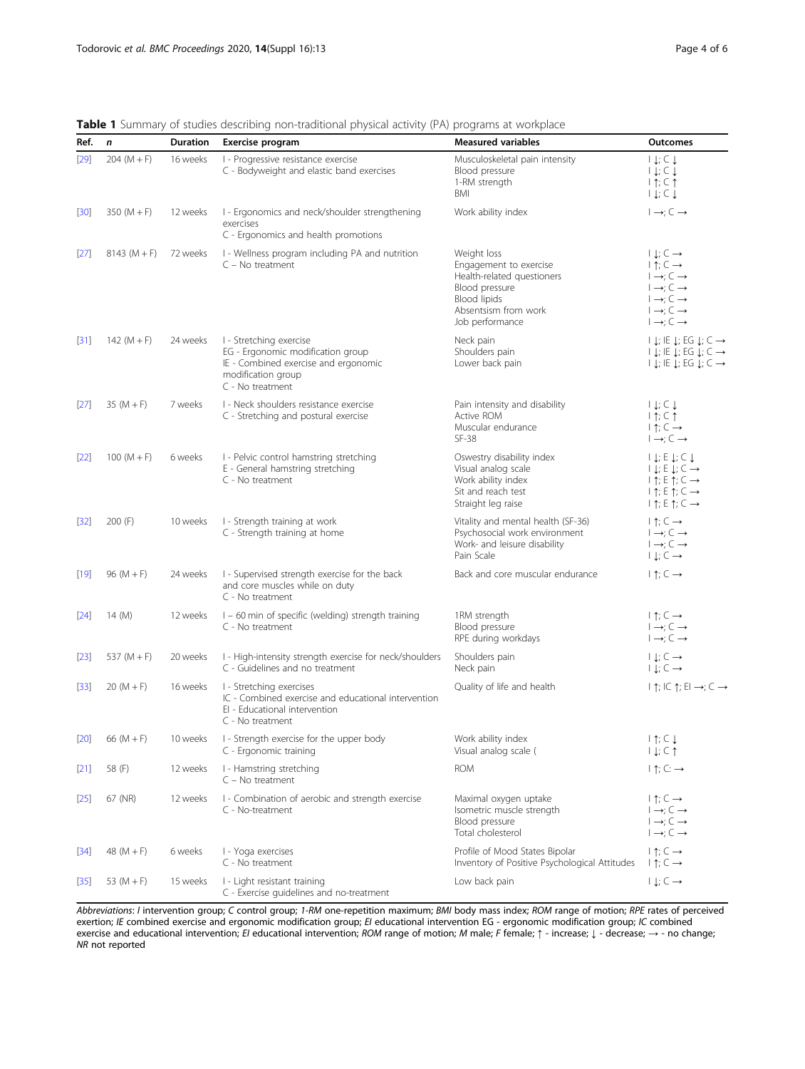**Table 1** Summary of studies describing non-traditional physical activity (PA) programs at workplace

| Ref. | *n* | Duration | Exercise program | Measured variables | Outcomes |
|---|---|---|---|---|---|
| [29] | 204 (M + F) | 16 weeks | I - Progressive resistance exercise<br>C - Bodyweight and elastic band exercises | Musculoskeletal pain intensity<br>Blood pressure<br>1-RM strength<br>BMI | I ↓; C ↓<br>I ↓; C ↓<br>I ↑; C ↑<br>I ↓; C ↓ |
| [30] | 350 (M + F) | 12 weeks | I - Ergonomics and neck/shoulder strengthening exercises<br>C - Ergonomics and health promotions | Work ability index | I →; C → |
| [27] | 8143 (M + F) | 72 weeks | I - Wellness program including PA and nutrition<br>C – No treatment | Weight loss<br>Engagement to exercise<br>Health-related questioners<br>Blood pressure<br>Blood lipids<br>Absentsism from work<br>Job performance | I ↓; C →<br>I ↑; C →<br>I →; C →<br>I →; C →<br>I →; C →<br>I →; C →<br>I →; C → |
| [31] | 142 (M + F) | 24 weeks | I - Stretching exercise<br>EG - Ergonomic modification group<br>IE - Combined exercise and ergonomic modification group<br>C - No treatment | Neck pain<br>Shoulders pain<br>Lower back pain | I ↓; IE ↓; EG ↓; C →<br>I ↓; IE ↓; EG ↓; C →<br>I ↓; IE ↓; EG ↓; C → |
| [27] | 35 (M + F) | 7 weeks | I - Neck shoulders resistance exercise<br>C - Stretching and postural exercise | Pain intensity and disability<br>Active ROM<br>Muscular endurance<br>SF-38 | I ↓; C ↓<br>I ↑; C ↑<br>I ↑; C →<br>I →; C → |
| [22] | 100 (M + F) | 6 weeks | I - Pelvic control hamstring stretching<br>E - General hamstring stretching<br>C - No treatment | Oswestry disability index<br>Visual analog scale<br>Work ability index<br>Sit and reach test<br>Straight leg raise | I ↓; E ↓; C ↓<br>I ↓; E ↓; C →<br>I ↑; E ↑; C →<br>I ↑; E ↑; C →<br>I ↑; E ↑; C → |
| [32] | 200 (F) | 10 weeks | I - Strength training at work<br>C - Strength training at home | Vitality and mental health (SF-36)<br>Psychosocial work environment<br>Work- and leisure disability<br>Pain Scale | I ↑; C →<br>I →; C →<br>I →; C →<br>I ↓; C → |
| [19] | 96 (M + F) | 24 weeks | I - Supervised strength exercise for the back and core muscles while on duty<br>C - No treatment | Back and core muscular endurance | I ↑; C → |
| [24] | 14 (M) | 12 weeks | I – 60 min of specific (welding) strength training<br>C - No treatment | 1RM strength<br>Blood pressure<br>RPE during workdays | I ↑; C →<br>I →; C →<br>I →; C → |
| [23] | 537 (M + F) | 20 weeks | I - High-intensity strength exercise for neck/shoulders<br>C - Guidelines and no treatment | Shoulders pain<br>Neck pain | I ↓; C →<br>I ↓; C → |
| [33] | 20 (M + F) | 16 weeks | I - Stretching exercises<br>IC - Combined exercise and educational intervention<br>EI - Educational intervention<br>C - No treatment | Quality of life and health | I ↑; IC ↑; EI →; C → |
| [20] | 66 (M + F) | 10 weeks | I - Strength exercise for the upper body<br>C - Ergonomic training | Work ability index<br>Visual analog scale ( | I ↑; C ↓<br>I ↓; C ↑ |
| [21] | 58 (F) | 12 weeks | I - Hamstring stretching<br>C – No treatment | ROM | I ↑; C: → |
| [25] | 67 (NR) | 12 weeks | I - Combination of aerobic and strength exercise<br>C - No-treatment | Maximal oxygen uptake<br>Isometric muscle strength<br>Blood pressure<br>Total cholesterol | I ↑; C →<br>I →; C →<br>I →; C →<br>I →; C → |
| [34] | 48 (M + F) | 6 weeks | I - Yoga exercises<br>C - No treatment | Profile of Mood States Bipolar<br>Inventory of Positive Psychological Attitudes | I ↑; C →<br>I ↑; C → |
| [35] | 53 (M + F) | 15 weeks | I - Light resistant training<br>C - Exercise guidelines and no-treatment | Low back pain | I ↓; C → |

*Abbreviations*: *I* intervention group; *C* control group; *1-RM* one-repetition maximum; *BMI* body mass index; *ROM* range of motion; *RPE* rates of perceived exertion; *IE* combined exercise and ergonomic modification group; *EI* educational intervention EG - ergonomic modification group; *IC* combined exercise and educational intervention; *EI* educational intervention; *ROM* range of motion; *M* male; *F* female; ↑ - increase; ↓ - decrease; → - no change; *NR* not reported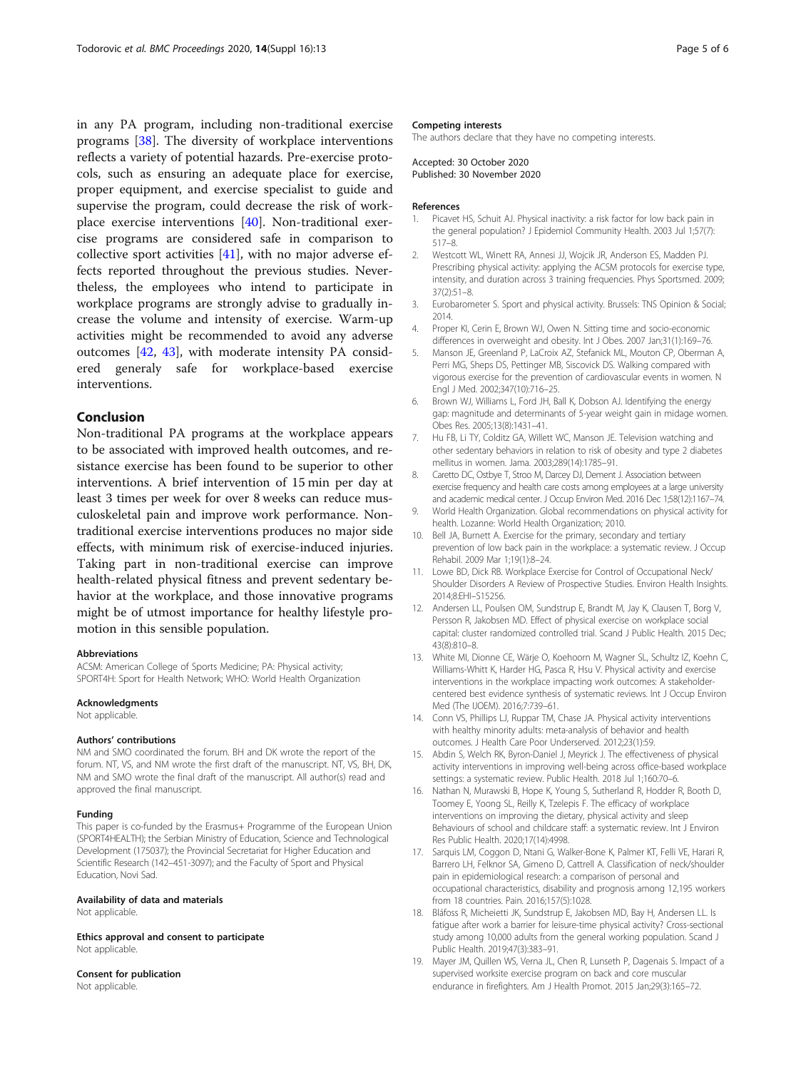in any PA program, including non-traditional exercise programs [38]. The diversity of workplace interventions reflects a variety of potential hazards. Pre-exercise protocols, such as ensuring an adequate place for exercise, proper equipment, and exercise specialist to guide and supervise the program, could decrease the risk of workplace exercise interventions [40]. Non-traditional exercise programs are considered safe in comparison to collective sport activities [41], with no major adverse effects reported throughout the previous studies. Nevertheless, the employees who intend to participate in workplace programs are strongly advise to gradually increase the volume and intensity of exercise. Warm-up activities might be recommended to avoid any adverse outcomes [42, 43], with moderate intensity PA considered generaly safe for workplace-based exercise interventions.

## Conclusion

Non-traditional PA programs at the workplace appears to be associated with improved health outcomes, and resistance exercise has been found to be superior to other interventions. A brief intervention of 15 min per day at least 3 times per week for over 8 weeks can reduce musculoskeletal pain and improve work performance. Non-traditional exercise interventions produces no major side effects, with minimum risk of exercise-induced injuries. Taking part in non-traditional exercise can improve health-related physical fitness and prevent sedentary behavior at the workplace, and those innovative programs might be of utmost importance for healthy lifestyle promotion in this sensible population.

#### Abbreviations

ACSM: American College of Sports Medicine; PA: Physical activity; SPORT4H: Sport for Health Network; WHO: World Health Organization

#### Acknowledgments

Not applicable.

#### Authors' contributions

NM and SMO coordinated the forum. BH and DK wrote the report of the forum. NT, VS, and NM wrote the first draft of the manuscript. NT, VS, BH, DK, NM and SMO wrote the final draft of the manuscript. All author(s) read and approved the final manuscript.

#### Funding

This paper is co-funded by the Erasmus+ Programme of the European Union (SPORT4HEALTH); the Serbian Ministry of Education, Science and Technological Development (175037); the Provincial Secretariat for Higher Education and Scientific Research (142–451-3097); and the Faculty of Sport and Physical Education, Novi Sad.

#### Availability of data and materials

Not applicable.

#### Ethics approval and consent to participate

Not applicable.

#### Consent for publication

Not applicable.

#### Competing interests

The authors declare that they have no competing interests.

Accepted: 30 October 2020
Published: 30 November 2020

#### References

1. Picavet HS, Schuit AJ. Physical inactivity: a risk factor for low back pain in the general population? J Epidemiol Community Health. 2003 Jul 1;57(7):517–8.
2. Westcott WL, Winett RA, Annesi JJ, Wojcik JR, Anderson ES, Madden PJ. Prescribing physical activity: applying the ACSM protocols for exercise type, intensity, and duration across 3 training frequencies. Phys Sportsmed. 2009;37(2):51–8.
3. Eurobarometer S. Sport and physical activity. Brussels: TNS Opinion & Social; 2014.
4. Proper KI, Cerin E, Brown WJ, Owen N. Sitting time and socio-economic differences in overweight and obesity. Int J Obes. 2007 Jan;31(1):169–76.
5. Manson JE, Greenland P, LaCroix AZ, Stefanick ML, Mouton CP, Oberman A, Perri MG, Sheps DS, Pettinger MB, Siscovick DS. Walking compared with vigorous exercise for the prevention of cardiovascular events in women. N Engl J Med. 2002;347(10):716–25.
6. Brown WJ, Williams L, Ford JH, Ball K, Dobson AJ. Identifying the energy gap: magnitude and determinants of 5-year weight gain in midage women. Obes Res. 2005;13(8):1431–41.
7. Hu FB, Li TY, Colditz GA, Willett WC, Manson JE. Television watching and other sedentary behaviors in relation to risk of obesity and type 2 diabetes mellitus in women. Jama. 2003;289(14):1785–91.
8. Caretto DC, Ostbye T, Stroo M, Darcey DJ, Dement J. Association between exercise frequency and health care costs among employees at a large university and academic medical center. J Occup Environ Med. 2016 Dec 1;58(12):1167–74.
9. World Health Organization. Global recommendations on physical activity for health. Lozanne: World Health Organization; 2010.
10. Bell JA, Burnett A. Exercise for the primary, secondary and tertiary prevention of low back pain in the workplace: a systematic review. J Occup Rehabil. 2009 Mar 1;19(1):8–24.
11. Lowe BD, Dick RB. Workplace Exercise for Control of Occupational Neck/Shoulder Disorders A Review of Prospective Studies. Environ Health Insights. 2014;8:EHI–S15256.
12. Andersen LL, Poulsen OM, Sundstrup E, Brandt M, Jay K, Clausen T, Borg V, Persson R, Jakobsen MD. Effect of physical exercise on workplace social capital: cluster randomized controlled trial. Scand J Public Health. 2015 Dec;43(8):810–8.
13. White MI, Dionne CE, Wärje O, Koehoorn M, Wagner SL, Schultz IZ, Koehn C, Williams-Whitt K, Harder HG, Pasca R, Hsu V. Physical activity and exercise interventions in the workplace impacting work outcomes: A stakeholder-centered best evidence synthesis of systematic reviews. Int J Occup Environ Med (The IJOEM). 2016;7:739–61.
14. Conn VS, Phillips LJ, Ruppar TM, Chase JA. Physical activity interventions with healthy minority adults: meta-analysis of behavior and health outcomes. J Health Care Poor Underserved. 2012;23(1):59.
15. Abdin S, Welch RK, Byron-Daniel J, Meyrick J. The effectiveness of physical activity interventions in improving well-being across office-based workplace settings: a systematic review. Public Health. 2018 Jul 1;160:70–6.
16. Nathan N, Murawski B, Hope K, Young S, Sutherland R, Hodder R, Booth D, Toomey E, Yoong SL, Reilly K, Tzelepis F. The efficacy of workplace interventions on improving the dietary, physical activity and sleep Behaviours of school and childcare staff: a systematic review. Int J Environ Res Public Health. 2020;17(14):4998.
17. Sarquis LM, Coggon D, Ntani G, Walker-Bone K, Palmer KT, Felli VE, Harari R, Barrero LH, Felknor SA, Gimeno D, Cattrell A. Classification of neck/shoulder pain in epidemiological research: a comparison of personal and occupational characteristics, disability and prognosis among 12,195 workers from 18 countries. Pain. 2016;157(5):1028.
18. Bláfoss R, Micheietti JK, Sundstrup E, Jakobsen MD, Bay H, Andersen LL. Is fatigue after work a barrier for leisure-time physical activity? Cross-sectional study among 10,000 adults from the general working population. Scand J Public Health. 2019;47(3):383–91.
19. Mayer JM, Quillen WS, Verna JL, Chen R, Lunseth P, Dagenais S. Impact of a supervised worksite exercise program on back and core muscular endurance in firefighters. Am J Health Promot. 2015 Jan;29(3):165–72.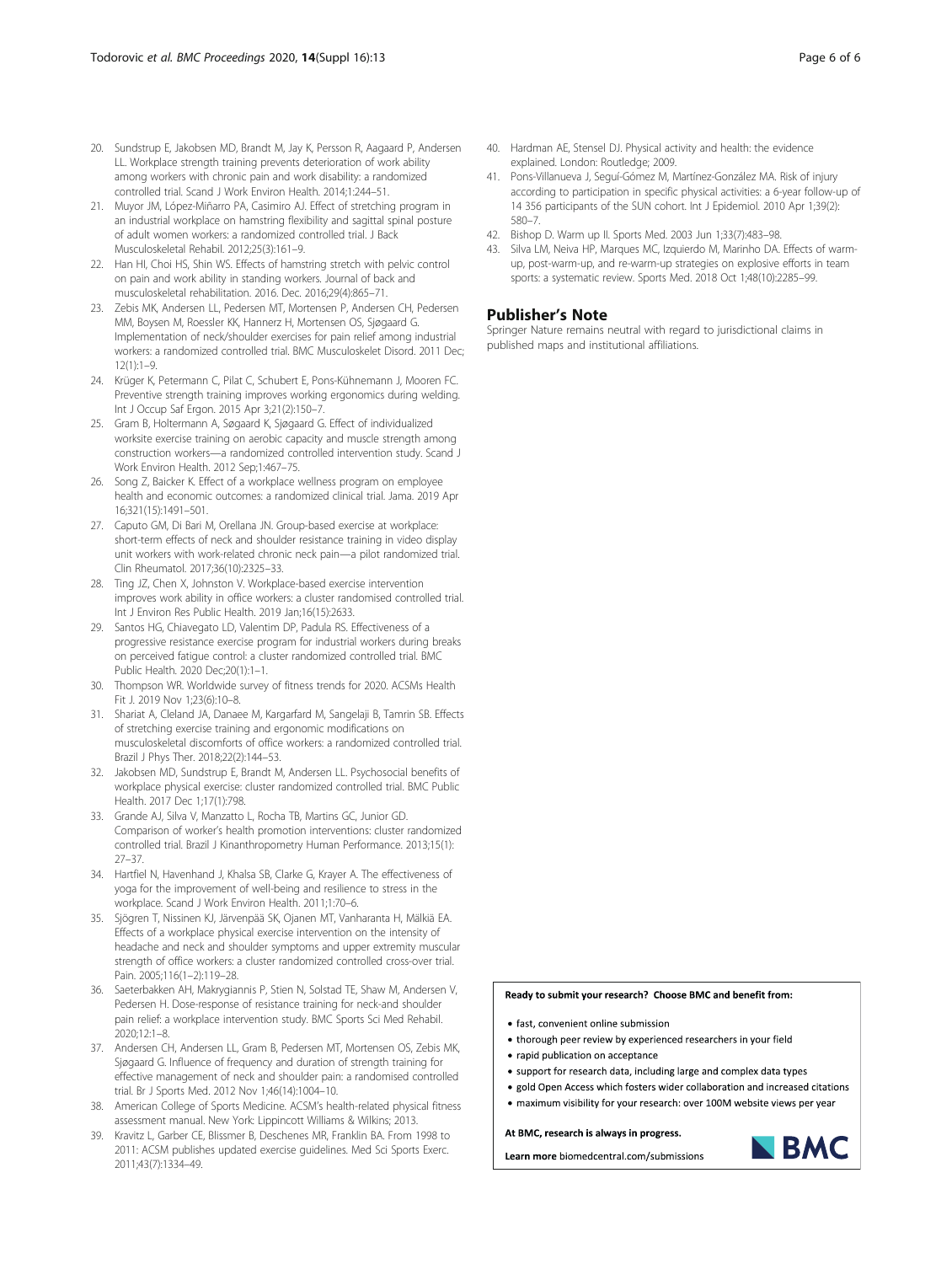20. Sundstrup E, Jakobsen MD, Brandt M, Jay K, Persson R, Aagaard P, Andersen LL. Workplace strength training prevents deterioration of work ability among workers with chronic pain and work disability: a randomized controlled trial. Scand J Work Environ Health. 2014;1:244–51.
21. Muyor JM, López-Miñarro PA, Casimiro AJ. Effect of stretching program in an industrial workplace on hamstring flexibility and sagittal spinal posture of adult women workers: a randomized controlled trial. J Back Musculoskelet Rehabil. 2012;25(3):161–9.
22. Han HI, Choi HS, Shin WS. Effects of hamstring stretch with pelvic control on pain and work ability in standing workers. Journal of back and musculoskeletal rehabilitation. 2016. Dec. 2016;29(4):865–71.
23. Zebis MK, Andersen LL, Pedersen MT, Mortensen P, Andersen CH, Pedersen MM, Boysen M, Roessler KK, Hannerz H, Mortensen OS, Sjøgaard G. Implementation of neck/shoulder exercises for pain relief among industrial workers: a randomized controlled trial. BMC Musculoskelet Disord. 2011 Dec; 12(1):1–9.
24. Krüger K, Petermann C, Pilat C, Schubert E, Pons-Kühnemann J, Mooren FC. Preventive strength training improves working ergonomics during welding. Int J Occup Saf Ergon. 2015 Apr 3;21(2):150–7.
25. Gram B, Holtermann A, Søgaard K, Sjøgaard G. Effect of individualized worksite exercise training on aerobic capacity and muscle strength among construction workers—a randomized controlled intervention study. Scand J Work Environ Health. 2012 Sep;1:467–75.
26. Song Z, Baicker K. Effect of a workplace wellness program on employee health and economic outcomes: a randomized clinical trial. Jama. 2019 Apr 16;321(15):1491–501.
27. Caputo GM, Di Bari M, Orellana JN. Group-based exercise at workplace: short-term effects of neck and shoulder resistance training in video display unit workers with work-related chronic neck pain—a pilot randomized trial. Clin Rheumatol. 2017;36(10):2325–33.
28. Ting JZ, Chen X, Johnston V. Workplace-based exercise intervention improves work ability in office workers: a cluster randomised controlled trial. Int J Environ Res Public Health. 2019 Jan;16(15):2633.
29. Santos HG, Chiavegato LD, Valentim DP, Padula RS. Effectiveness of a progressive resistance exercise program for industrial workers during breaks on perceived fatigue control: a cluster randomized controlled trial. BMC Public Health. 2020 Dec;20(1):1–1.
30. Thompson WR. Worldwide survey of fitness trends for 2020. ACSMs Health Fit J. 2019 Nov 1;23(6):10–8.
31. Shariat A, Cleland JA, Danaee M, Kargarfard M, Sangelaji B, Tamrin SB. Effects of stretching exercise training and ergonomic modifications on musculoskeletal discomforts of office workers: a randomized controlled trial. Brazil J Phys Ther. 2018;22(2):144–53.
32. Jakobsen MD, Sundstrup E, Brandt M, Andersen LL. Psychosocial benefits of workplace physical exercise: cluster randomized controlled trial. BMC Public Health. 2017 Dec 1;17(1):798.
33. Grande AJ, Silva V, Manzatto L, Rocha TB, Martins GC, Junior GD. Comparison of worker's health promotion interventions: cluster randomized controlled trial. Brazil J Kinanthropometry Human Performance. 2013;15(1): 27–37.
34. Hartfiel N, Havenhand J, Khalsa SB, Clarke G, Krayer A. The effectiveness of yoga for the improvement of well-being and resilience to stress in the workplace. Scand J Work Environ Health. 2011;1:70–6.
35. Sjögren T, Nissinen KJ, Järvenpää SK, Ojanen MT, Vanharanta H, Mälkiä EA. Effects of a workplace physical exercise intervention on the intensity of headache and neck and shoulder symptoms and upper extremity muscular strength of office workers: a cluster randomized controlled cross-over trial. Pain. 2005;116(1–2):119–28.
36. Saeterbakken AH, Makrygiannis P, Stien N, Solstad TE, Shaw M, Andersen V, Pedersen H. Dose-response of resistance training for neck-and shoulder pain relief: a workplace intervention study. BMC Sports Sci Med Rehabil. 2020;12:1–8.
37. Andersen CH, Andersen LL, Gram B, Pedersen MT, Mortensen OS, Zebis MK, Sjøgaard G. Influence of frequency and duration of strength training for effective management of neck and shoulder pain: a randomised controlled trial. Br J Sports Med. 2012 Nov 1;46(14):1004–10.
38. American College of Sports Medicine. ACSM's health-related physical fitness assessment manual. New York: Lippincott Williams & Wilkins; 2013.
39. Kravitz L, Garber CE, Blissmer B, Deschenes MR, Franklin BA. From 1998 to 2011: ACSM publishes updated exercise guidelines. Med Sci Sports Exerc. 2011;43(7):1334–49.
40. Hardman AE, Stensel DJ. Physical activity and health: the evidence explained. London: Routledge; 2009.
41. Pons-Villanueva J, Seguí-Gómez M, Martínez-González MA. Risk of injury according to participation in specific physical activities: a 6-year follow-up of 14 356 participants of the SUN cohort. Int J Epidemiol. 2010 Apr 1;39(2): 580–7.
42. Bishop D. Warm up II. Sports Med. 2003 Jun 1;33(7):483–98.
43. Silva LM, Neiva HP, Marques MC, Izquierdo M, Marinho DA. Effects of warm-up, post-warm-up, and re-warm-up strategies on explosive efforts in team sports: a systematic review. Sports Med. 2018 Oct 1;48(10):2285–99.

## Publisher's Note

Springer Nature remains neutral with regard to jurisdictional claims in published maps and institutional affiliations.

**Ready to submit your research? Choose BMC and benefit from:**

- fast, convenient online submission
- thorough peer review by experienced researchers in your field
- rapid publication on acceptance
- support for research data, including large and complex data types
- gold Open Access which fosters wider collaboration and increased citations
- maximum visibility for your research: over 100M website views per year

**At BMC, research is always in progress.**

**Learn more** biomedcentral.com/submissions

BMC